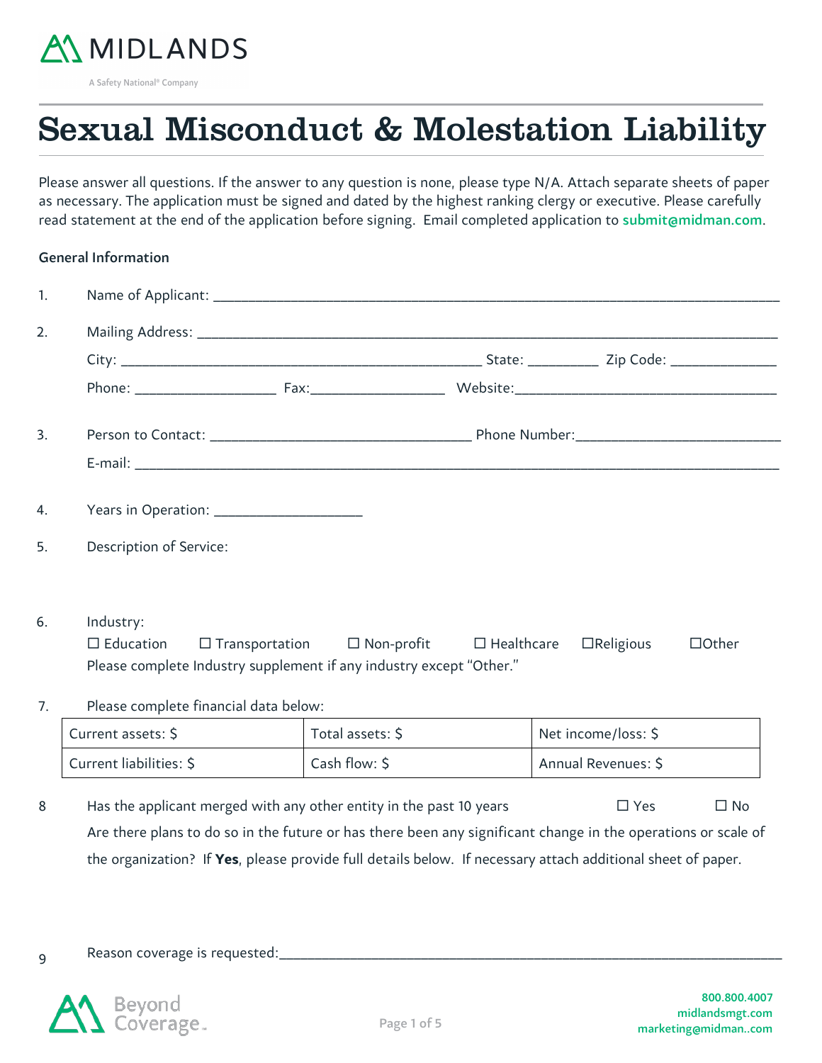MIDLANDS

A Safety National® Company

# Sexual Misconduct & Molestation Liability

Please answer all questions. If the answer to any question is none, please type N/A. Attach separate sheets of paper as necessary. The application must be signed and dated by the highest ranking clergy or executive. Please carefully read statement at the end of the application before signing. Email completed application to **submit@midman.com**.

**General Information**

1. Name of Applicant: ______________________________________________

2. Mailing Address: ______________________________________________

   City: ______________________________ State: __________ Zip Code: ______________

   Phone: ____________________ Fax: __________________ Website: ________________________

3. Person to Contact: ______________________________ Phone Number: ________________________

   E-mail: ______________________________________________

4. Years in Operation: ____________________

5. Description of Service:

6. Industry:

   ☐ Education ☐ Transportation ☐ Non-profit ☐ Healthcare ☐ Religious ☐ Other

   Please complete Industry supplement if any industry except "Other."

7. Please complete financial data below:

| Current assets: $ | Total assets: $ | Net income/loss: $ |
|---|---|---|
| Current liabilities: $ | Cash flow: $ | Annual Revenues: $ |

8. Has the applicant merged with any other entity in the past 10 years ☐ Yes ☐ No

   Are there plans to do so in the future or has there been any significant change in the operations or scale of the organization? If **Yes**, please provide full details below. If necessary attach additional sheet of paper.

9. Reason coverage is requested: ______________________________________________

Beyond Coverage™

800.800.4007
midlandsmgt.com
marketing@midman..com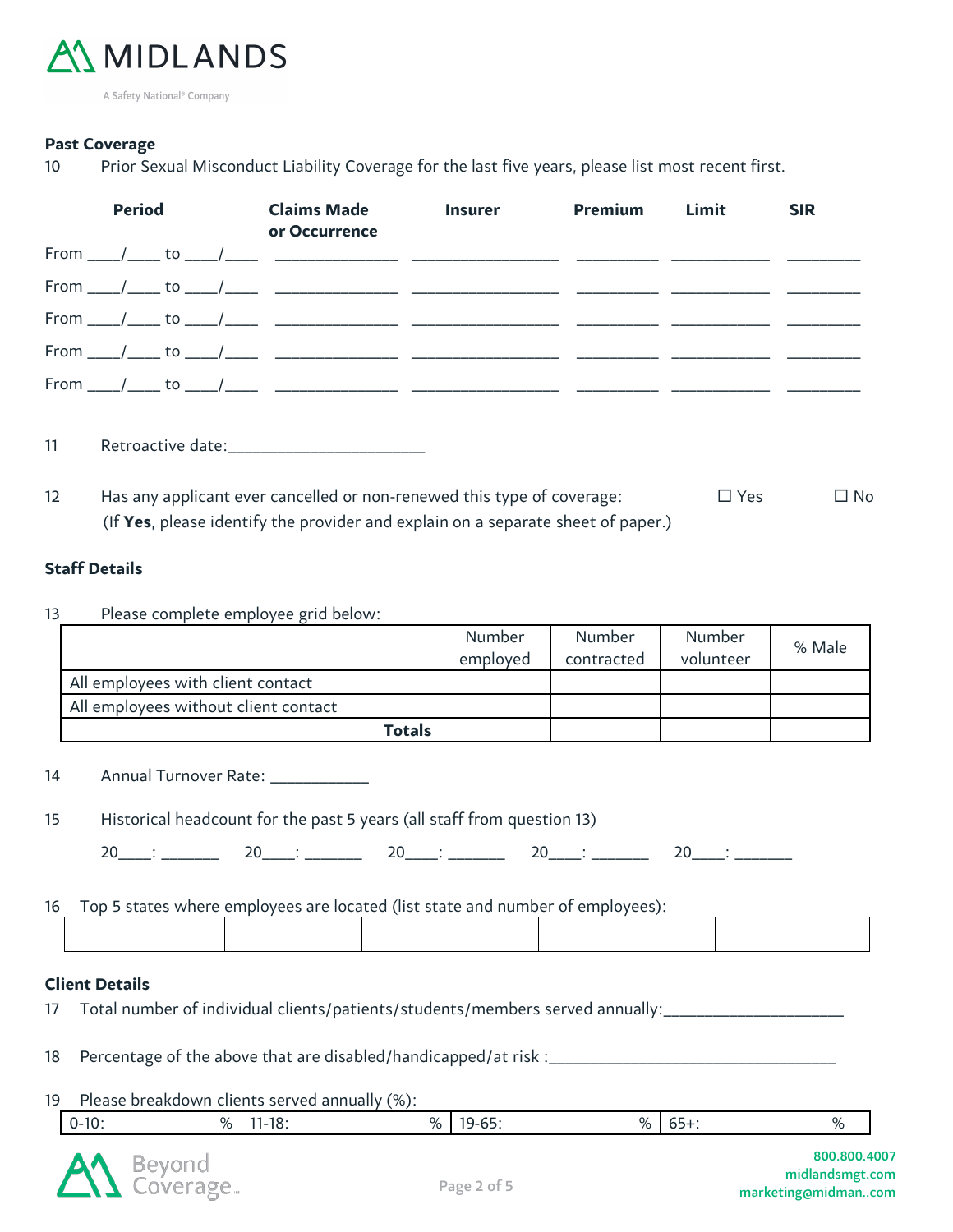### Past Coverage

10 Prior Sexual Misconduct Liability Coverage for the last five years, please list most recent first.

| Period | Claims Made or Occurrence | Insurer | Premium | Limit | SIR |
|---|---|---|---|---|---|
| From ____/____ to ____/____ | ______________ | _________________ | _________ | ___________ | ________ |
| From ____/____ to ____/____ | ______________ | _________________ | _________ | ___________ | ________ |
| From ____/____ to ____/____ | ______________ | _________________ | _________ | ___________ | ________ |
| From ____/____ to ____/____ | ______________ | _________________ | _________ | ___________ | ________ |
| From ____/____ to ____/____ | ______________ | _________________ | _________ | ___________ | ________ |

11 Retroactive date:______________________

12 Has any applicant ever cancelled or non-renewed this type of coverage: ☐ Yes ☐ No
(If **Yes**, please identify the provider and explain on a separate sheet of paper.)

### Staff Details

13 Please complete employee grid below:

| | Number employed | Number contracted | Number volunteer | % Male |
|---|---|---|---|---|
| All employees with client contact | | | | |
| All employees without client contact | | | | |
| **Totals** | | | | |

14 Annual Turnover Rate: ___________

15 Historical headcount for the past 5 years (all staff from question 13)

20____: _______ 20____: _______ 20____: _______ 20____: _______ 20____: _______

16 Top 5 states where employees are located (list state and number of employees):

| | | | | |
|---|---|---|---|---|
| | | | | |

### Client Details

17 Total number of individual clients/patients/students/members served annually:____________________

18 Percentage of the above that are disabled/handicapped/at risk :________________________________

19 Please breakdown clients served annually (%):

| 0-10: % | 11-18: % | 19-65: % | 65+: % |
|---|---|---|---|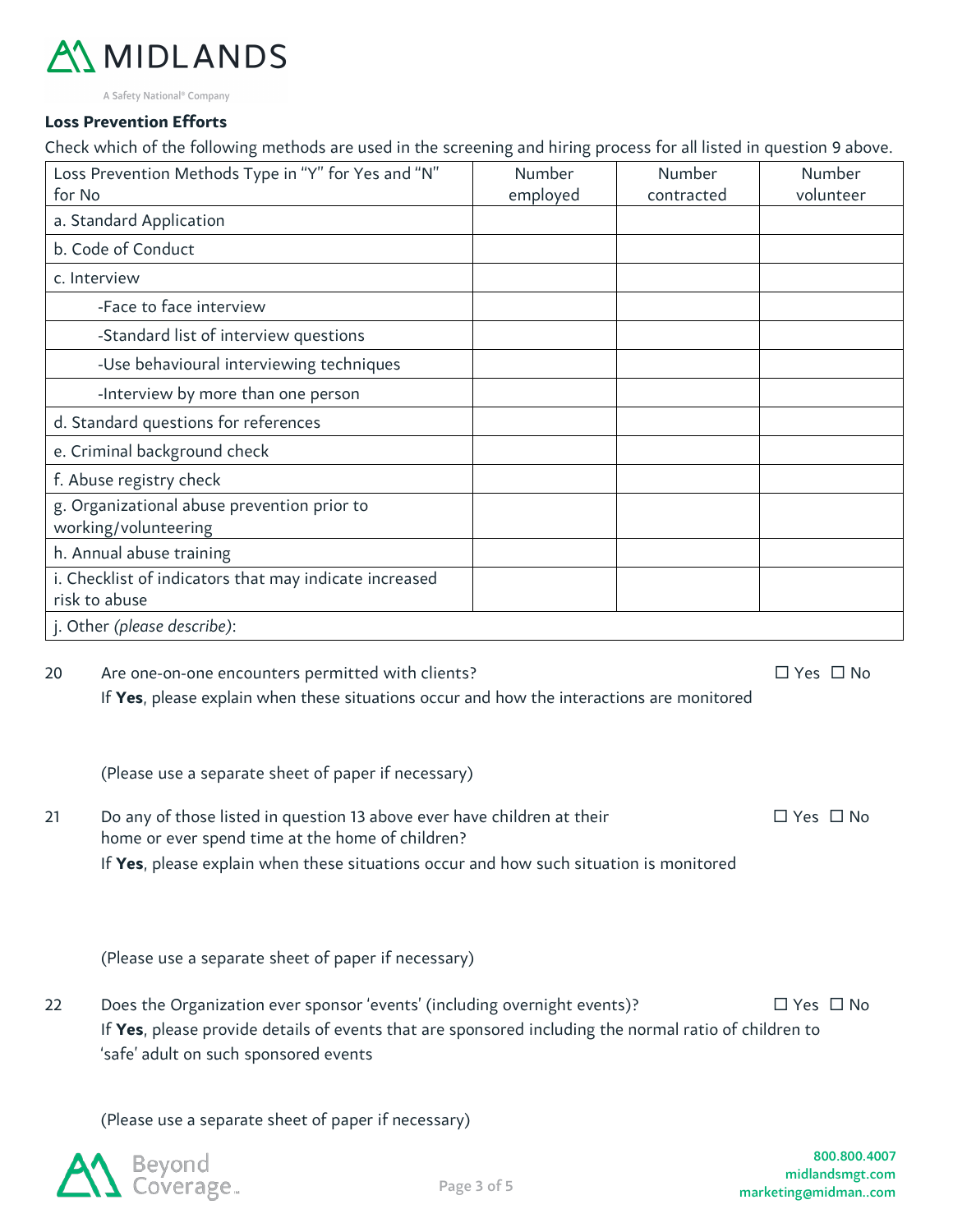**Loss Prevention Efforts**

Check which of the following methods are used in the screening and hiring process for all listed in question 9 above.

| Loss Prevention Methods Type in "Y" for Yes and "N" for No | Number employed | Number contracted | Number volunteer |
|---|---|---|---|
| a. Standard Application | | | |
| b. Code of Conduct | | | |
| c. Interview | | | |
| -Face to face interview | | | |
| -Standard list of interview questions | | | |
| -Use behavioural interviewing techniques | | | |
| -Interview by more than one person | | | |
| d. Standard questions for references | | | |
| e. Criminal background check | | | |
| f. Abuse registry check | | | |
| g. Organizational abuse prevention prior to working/volunteering | | | |
| h. Annual abuse training | | | |
| i. Checklist of indicators that may indicate increased risk to abuse | | | |
| j. Other *(please describe)*: | | | |

20 Are one-on-one encounters permitted with clients? ☐ Yes ☐ No

If **Yes**, please explain when these situations occur and how the interactions are monitored

(Please use a separate sheet of paper if necessary)

21 Do any of those listed in question 13 above ever have children at their home or ever spend time at the home of children? ☐ Yes ☐ No

If **Yes**, please explain when these situations occur and how such situation is monitored

(Please use a separate sheet of paper if necessary)

22 Does the Organization ever sponsor 'events' (including overnight events)? ☐ Yes ☐ No

If **Yes**, please provide details of events that are sponsored including the normal ratio of children to 'safe' adult on such sponsored events

(Please use a separate sheet of paper if necessary)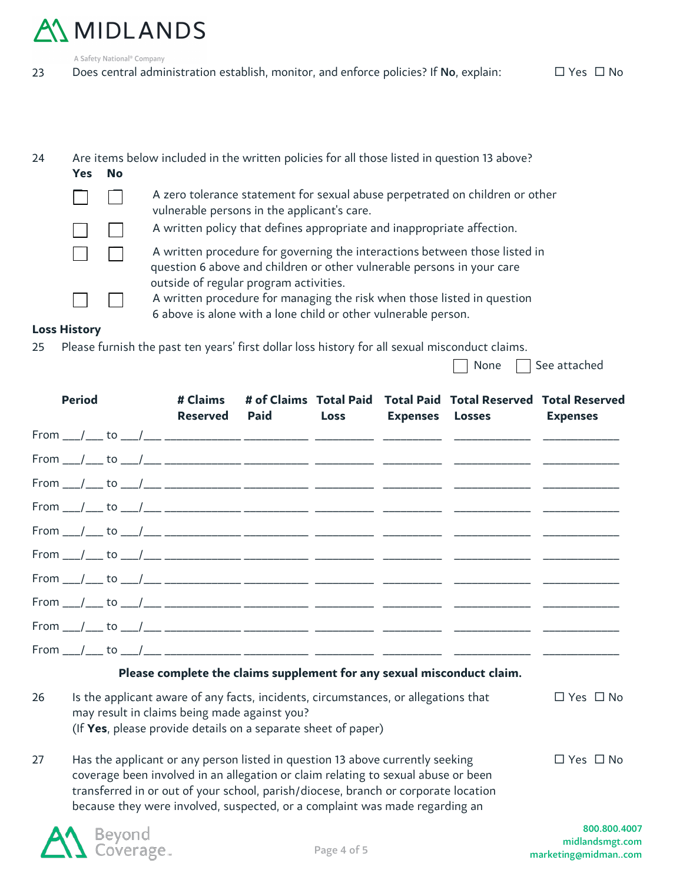23 Does central administration establish, monitor, and enforce policies? If **No**, explain: ☐ Yes ☐ No

24 Are items below included in the written policies for all those listed in question 13 above?

| Yes | No | |
|---|---|---|
| ☐ | ☐ | A zero tolerance statement for sexual abuse perpetrated on children or other vulnerable persons in the applicant's care. |
| ☐ | ☐ | A written policy that defines appropriate and inappropriate affection. |
| ☐ | ☐ | A written procedure for governing the interactions between those listed in question 6 above and children or other vulnerable persons in your care outside of regular program activities. |
| ☐ | ☐ | A written procedure for managing the risk when those listed in question 6 above is alone with a lone child or other vulnerable person. |

**Loss History**

25 Please furnish the past ten years' first dollar loss history for all sexual misconduct claims.

☐ None ☐ See attached

| Period | # Claims Reserved | # of Claims Paid | Total Paid Loss | Total Paid Expenses | Total Reserved Losses | Total Reserved Expenses |
|---|---|---|---|---|---|---|
| From ___/___ to ___/___ | | | | | | |
| From ___/___ to ___/___ | | | | | | |
| From ___/___ to ___/___ | | | | | | |
| From ___/___ to ___/___ | | | | | | |
| From ___/___ to ___/___ | | | | | | |
| From ___/___ to ___/___ | | | | | | |
| From ___/___ to ___/___ | | | | | | |
| From ___/___ to ___/___ | | | | | | |
| From ___/___ to ___/___ | | | | | | |
| From ___/___ to ___/___ | | | | | | |

**Please complete the claims supplement for any sexual misconduct claim.**

26 Is the applicant aware of any facts, incidents, circumstances, or allegations that may result in claims being made against you? (If **Yes**, please provide details on a separate sheet of paper) ☐ Yes ☐ No

27 Has the applicant or any person listed in question 13 above currently seeking coverage been involved in an allegation or claim relating to sexual abuse or been transferred in or out of your school, parish/diocese, branch or corporate location because they were involved, suspected, or a complaint was made regarding an ☐ Yes ☐ No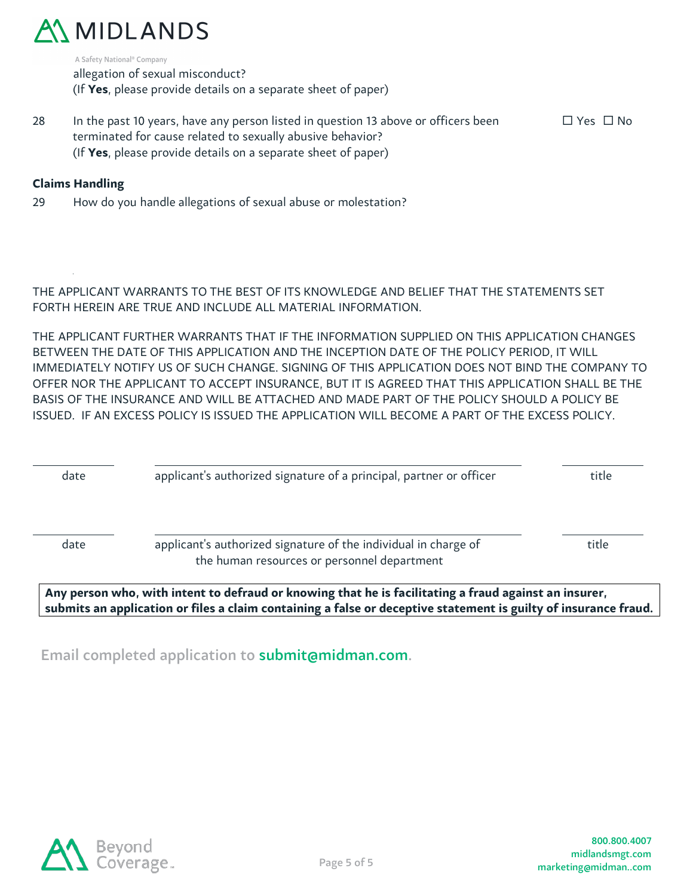allegation of sexual misconduct?
(If **Yes**, please provide details on a separate sheet of paper)

28 In the past 10 years, have any person listed in question 13 above or officers been terminated for cause related to sexually abusive behavior? ☐ Yes ☐ No
(If **Yes**, please provide details on a separate sheet of paper)

**Claims Handling**

29 How do you handle allegations of sexual abuse or molestation?

THE APPLICANT WARRANTS TO THE BEST OF ITS KNOWLEDGE AND BELIEF THAT THE STATEMENTS SET FORTH HEREIN ARE TRUE AND INCLUDE ALL MATERIAL INFORMATION.

THE APPLICANT FURTHER WARRANTS THAT IF THE INFORMATION SUPPLIED ON THIS APPLICATION CHANGES BETWEEN THE DATE OF THIS APPLICATION AND THE INCEPTION DATE OF THE POLICY PERIOD, IT WILL IMMEDIATELY NOTIFY US OF SUCH CHANGE. SIGNING OF THIS APPLICATION DOES NOT BIND THE COMPANY TO OFFER NOR THE APPLICANT TO ACCEPT INSURANCE, BUT IT IS AGREED THAT THIS APPLICATION SHALL BE THE BASIS OF THE INSURANCE AND WILL BE ATTACHED AND MADE PART OF THE POLICY SHOULD A POLICY BE ISSUED. IF AN EXCESS POLICY IS ISSUED THE APPLICATION WILL BECOME A PART OF THE EXCESS POLICY.

| | | |
|---|---|---|
| date | applicant's authorized signature of a principal, partner or officer | title |
| date | applicant's authorized signature of the individual in charge of the human resources or personnel department | title |

**Any person who, with intent to defraud or knowing that he is facilitating a fraud against an insurer, submits an application or files a claim containing a false or deceptive statement is guilty of insurance fraud.**

Email completed application to submit@midman.com.

800.800.4007
midlandsmgt.com
marketing@midman..com